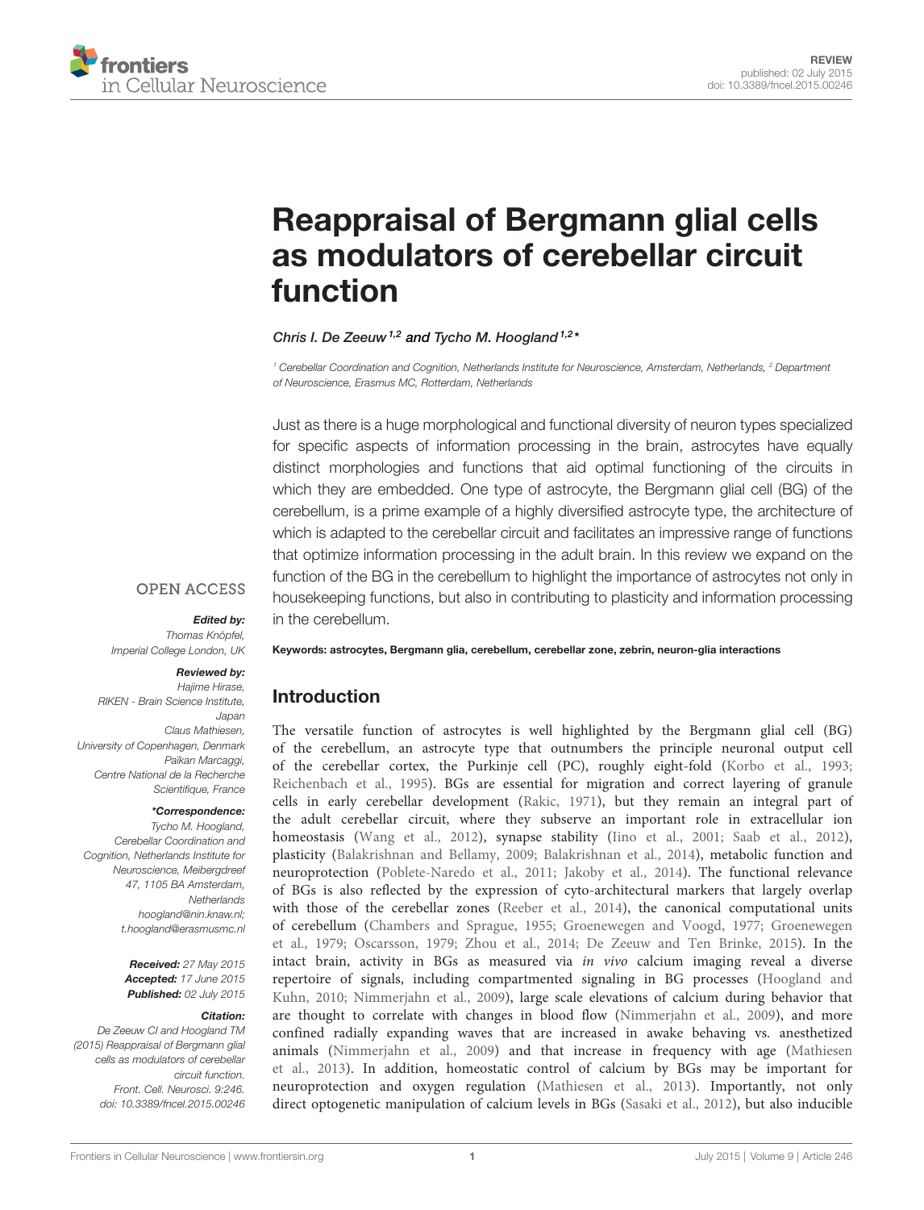REVIEW
published: 02 July 2015
doi: 10.3389/fncel.2015.00246

# Reappraisal of Bergmann glial cells as modulators of cerebellar circuit function

*Chris I. De Zeeuw*[1,2] *and Tycho M. Hoogland*[1,2]*

[1] Cerebellar Coordination and Cognition, Netherlands Institute for Neuroscience, Amsterdam, Netherlands, [2] Department of Neuroscience, Erasmus MC, Rotterdam, Netherlands

Just as there is a huge morphological and functional diversity of neuron types specialized for specific aspects of information processing in the brain, astrocytes have equally distinct morphologies and functions that aid optimal functioning of the circuits in which they are embedded. One type of astrocyte, the Bergmann glial cell (BG) of the cerebellum, is a prime example of a highly diversified astrocyte type, the architecture of which is adapted to the cerebellar circuit and facilitates an impressive range of functions that optimize information processing in the adult brain. In this review we expand on the function of the BG in the cerebellum to highlight the importance of astrocytes not only in housekeeping functions, but also in contributing to plasticity and information processing in the cerebellum.

**Keywords: astrocytes, Bergmann glia, cerebellum, cerebellar zone, zebrin, neuron-glia interactions**

OPEN ACCESS

***Edited by:***
Thomas Knöpfel,
Imperial College London, UK

***Reviewed by:***
Hajime Hirase,
RIKEN - Brain Science Institute, Japan
Claus Mathiesen,
University of Copenhagen, Denmark
Païkan Marcaggi,
Centre National de la Recherche Scientifique, France

***\*Correspondence:***
Tycho M. Hoogland,
Cerebellar Coordination and Cognition, Netherlands Institute for Neuroscience, Meibergdreef 47, 1105 BA Amsterdam, Netherlands
hoogland@nin.knaw.nl;
t.hoogland@erasmusmc.nl

***Received:*** 27 May 2015
***Accepted:*** 17 June 2015
***Published:*** 02 July 2015

***Citation:***
De Zeeuw CI and Hoogland TM (2015) Reappraisal of Bergmann glial cells as modulators of cerebellar circuit function.
Front. Cell. Neurosci. 9:246.
doi: 10.3389/fncel.2015.00246

## Introduction

The versatile function of astrocytes is well highlighted by the Bergmann glial cell (BG) of the cerebellum, an astrocyte type that outnumbers the principle neuronal output cell of the cerebellar cortex, the Purkinje cell (PC), roughly eight-fold (Korbo et al., 1993; Reichenbach et al., 1995). BGs are essential for migration and correct layering of granule cells in early cerebellar development (Rakic, 1971), but they remain an integral part of the adult cerebellar circuit, where they subserve an important role in extracellular ion homeostasis (Wang et al., 2012), synapse stability (Iino et al., 2001; Saab et al., 2012), plasticity (Balakrishnan and Bellamy, 2009; Balakrishnan et al., 2014), metabolic function and neuroprotection (Poblete-Naredo et al., 2011; Jakoby et al., 2014). The functional relevance of BGs is also reflected by the expression of cyto-architectural markers that largely overlap with those of the cerebellar zones (Reeber et al., 2014), the canonical computational units of cerebellum (Chambers and Sprague, 1955; Groenewegen and Voogd, 1977; Groenewegen et al., 1979; Oscarsson, 1979; Zhou et al., 2014; De Zeeuw and Ten Brinke, 2015). In the intact brain, activity in BGs as measured via *in vivo* calcium imaging reveal a diverse repertoire of signals, including compartmented signaling in BG processes (Hoogland and Kuhn, 2010; Nimmerjahn et al., 2009), large scale elevations of calcium during behavior that are thought to correlate with changes in blood flow (Nimmerjahn et al., 2009), and more confined radially expanding waves that are increased in awake behaving vs. anesthetized animals (Nimmerjahn et al., 2009) and that increase in frequency with age (Mathiesen et al., 2013). In addition, homeostatic control of calcium by BGs may be important for neuroprotection and oxygen regulation (Mathiesen et al., 2013). Importantly, not only direct optogenetic manipulation of calcium levels in BGs (Sasaki et al., 2012), but also inducible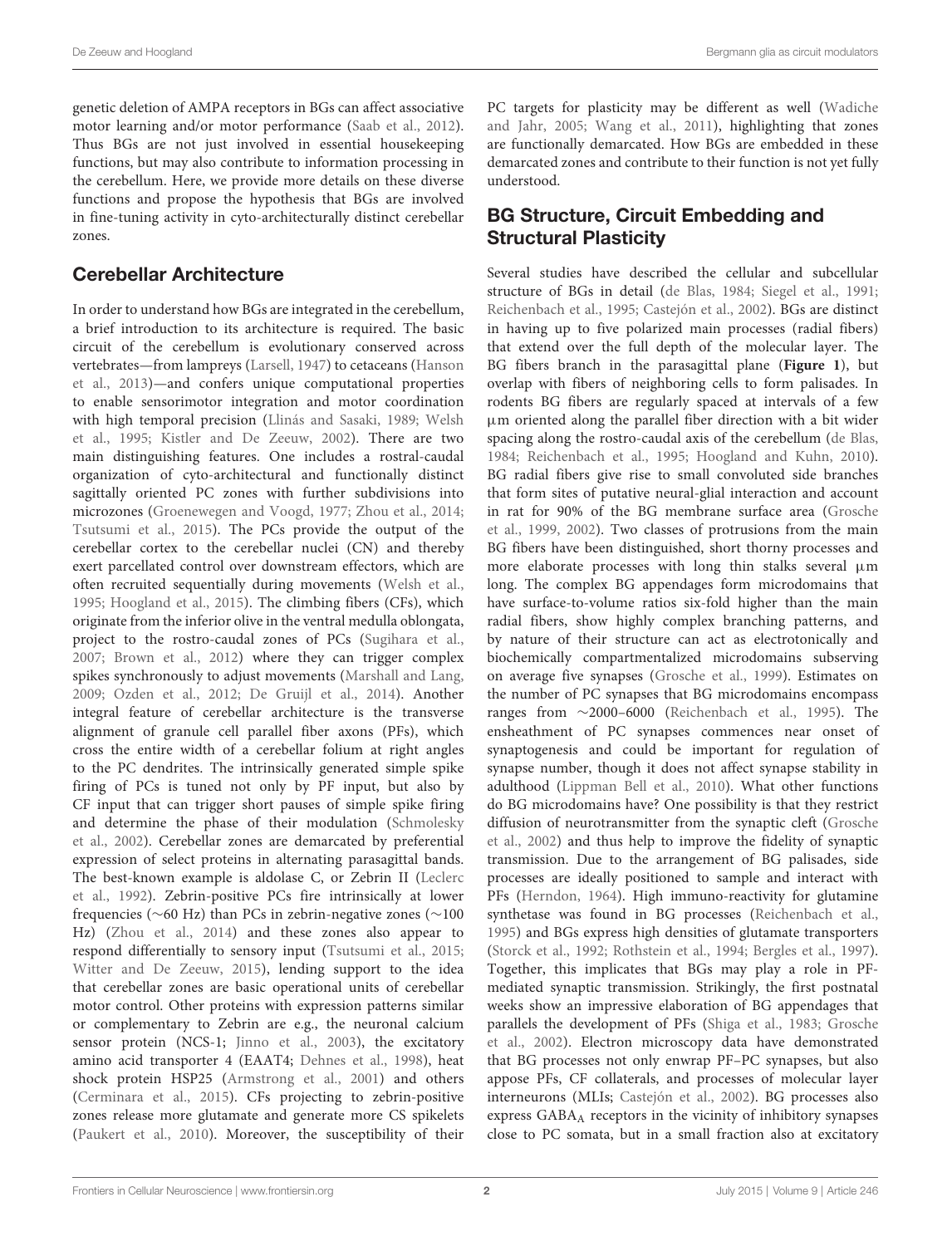genetic deletion of AMPA receptors in BGs can affect associative motor learning and/or motor performance (Saab et al., 2012). Thus BGs are not just involved in essential housekeeping functions, but may also contribute to information processing in the cerebellum. Here, we provide more details on these diverse functions and propose the hypothesis that BGs are involved in fine-tuning activity in cyto-architecturally distinct cerebellar zones.

## Cerebellar Architecture

In order to understand how BGs are integrated in the cerebellum, a brief introduction to its architecture is required. The basic circuit of the cerebellum is evolutionary conserved across vertebrates—from lampreys (Larsell, 1947) to cetaceans (Hanson et al., 2013)—and confers unique computational properties to enable sensorimotor integration and motor coordination with high temporal precision (Llinás and Sasaki, 1989; Welsh et al., 1995; Kistler and De Zeeuw, 2002). There are two main distinguishing features. One includes a rostral-caudal organization of cyto-architectural and functionally distinct sagittally oriented PC zones with further subdivisions into microzones (Groenewegen and Voogd, 1977; Zhou et al., 2014; Tsutsumi et al., 2015). The PCs provide the output of the cerebellar cortex to the cerebellar nuclei (CN) and thereby exert parcellated control over downstream effectors, which are often recruited sequentially during movements (Welsh et al., 1995; Hoogland et al., 2015). The climbing fibers (CFs), which originate from the inferior olive in the ventral medulla oblongata, project to the rostro-caudal zones of PCs (Sugihara et al., 2007; Brown et al., 2012) where they can trigger complex spikes synchronously to adjust movements (Marshall and Lang, 2009; Ozden et al., 2012; De Gruijl et al., 2014). Another integral feature of cerebellar architecture is the transverse alignment of granule cell parallel fiber axons (PFs), which cross the entire width of a cerebellar folium at right angles to the PC dendrites. The intrinsically generated simple spike firing of PCs is tuned not only by PF input, but also by CF input that can trigger short pauses of simple spike firing and determine the phase of their modulation (Schmolesky et al., 2002). Cerebellar zones are demarcated by preferential expression of select proteins in alternating parasagittal bands. The best-known example is aldolase C, or Zebrin II (Leclerc et al., 1992). Zebrin-positive PCs fire intrinsically at lower frequencies (∼60 Hz) than PCs in zebrin-negative zones (∼100 Hz) (Zhou et al., 2014) and these zones also appear to respond differentially to sensory input (Tsutsumi et al., 2015; Witter and De Zeeuw, 2015), lending support to the idea that cerebellar zones are basic operational units of cerebellar motor control. Other proteins with expression patterns similar or complementary to Zebrin are e.g., the neuronal calcium sensor protein (NCS-1; Jinno et al., 2003), the excitatory amino acid transporter 4 (EAAT4; Dehnes et al., 1998), heat shock protein HSP25 (Armstrong et al., 2001) and others (Cerminara et al., 2015). CFs projecting to zebrin-positive zones release more glutamate and generate more CS spikelets (Paukert et al., 2010). Moreover, the susceptibility of their PC targets for plasticity may be different as well (Wadiche and Jahr, 2005; Wang et al., 2011), highlighting that zones are functionally demarcated. How BGs are embedded in these demarcated zones and contribute to their function is not yet fully understood.

## BG Structure, Circuit Embedding and Structural Plasticity

Several studies have described the cellular and subcellular structure of BGs in detail (de Blas, 1984; Siegel et al., 1991; Reichenbach et al., 1995; Castejón et al., 2002). BGs are distinct in having up to five polarized main processes (radial fibers) that extend over the full depth of the molecular layer. The BG fibers branch in the parasagittal plane (**Figure 1**), but overlap with fibers of neighboring cells to form palisades. In rodents BG fibers are regularly spaced at intervals of a few μm oriented along the parallel fiber direction with a bit wider spacing along the rostro-caudal axis of the cerebellum (de Blas, 1984; Reichenbach et al., 1995; Hoogland and Kuhn, 2010). BG radial fibers give rise to small convoluted side branches that form sites of putative neural-glial interaction and account in rat for 90% of the BG membrane surface area (Grosche et al., 1999, 2002). Two classes of protrusions from the main BG fibers have been distinguished, short thorny processes and more elaborate processes with long thin stalks several μm long. The complex BG appendages form microdomains that have surface-to-volume ratios six-fold higher than the main radial fibers, show highly complex branching patterns, and by nature of their structure can act as electrotonically and biochemically compartmentalized microdomains subserving on average five synapses (Grosche et al., 1999). Estimates on the number of PC synapses that BG microdomains encompass ranges from ∼2000–6000 (Reichenbach et al., 1995). The ensheathment of PC synapses commences near onset of synaptogenesis and could be important for regulation of synapse number, though it does not affect synapse stability in adulthood (Lippman Bell et al., 2010). What other functions do BG microdomains have? One possibility is that they restrict diffusion of neurotransmitter from the synaptic cleft (Grosche et al., 2002) and thus help to improve the fidelity of synaptic transmission. Due to the arrangement of BG palisades, side processes are ideally positioned to sample and interact with PFs (Herndon, 1964). High immuno-reactivity for glutamine synthetase was found in BG processes (Reichenbach et al., 1995) and BGs express high densities of glutamate transporters (Storck et al., 1992; Rothstein et al., 1994; Bergles et al., 1997). Together, this implicates that BGs may play a role in PF-mediated synaptic transmission. Strikingly, the first postnatal weeks show an impressive elaboration of BG appendages that parallels the development of PFs (Shiga et al., 1983; Grosche et al., 2002). Electron microscopy data have demonstrated that BG processes not only enwrap PF–PC synapses, but also appose PFs, CF collaterals, and processes of molecular layer interneurons (MLIs; Castejón et al., 2002). BG processes also express $GABA_A$ receptors in the vicinity of inhibitory synapses close to PC somata, but in a small fraction also at excitatory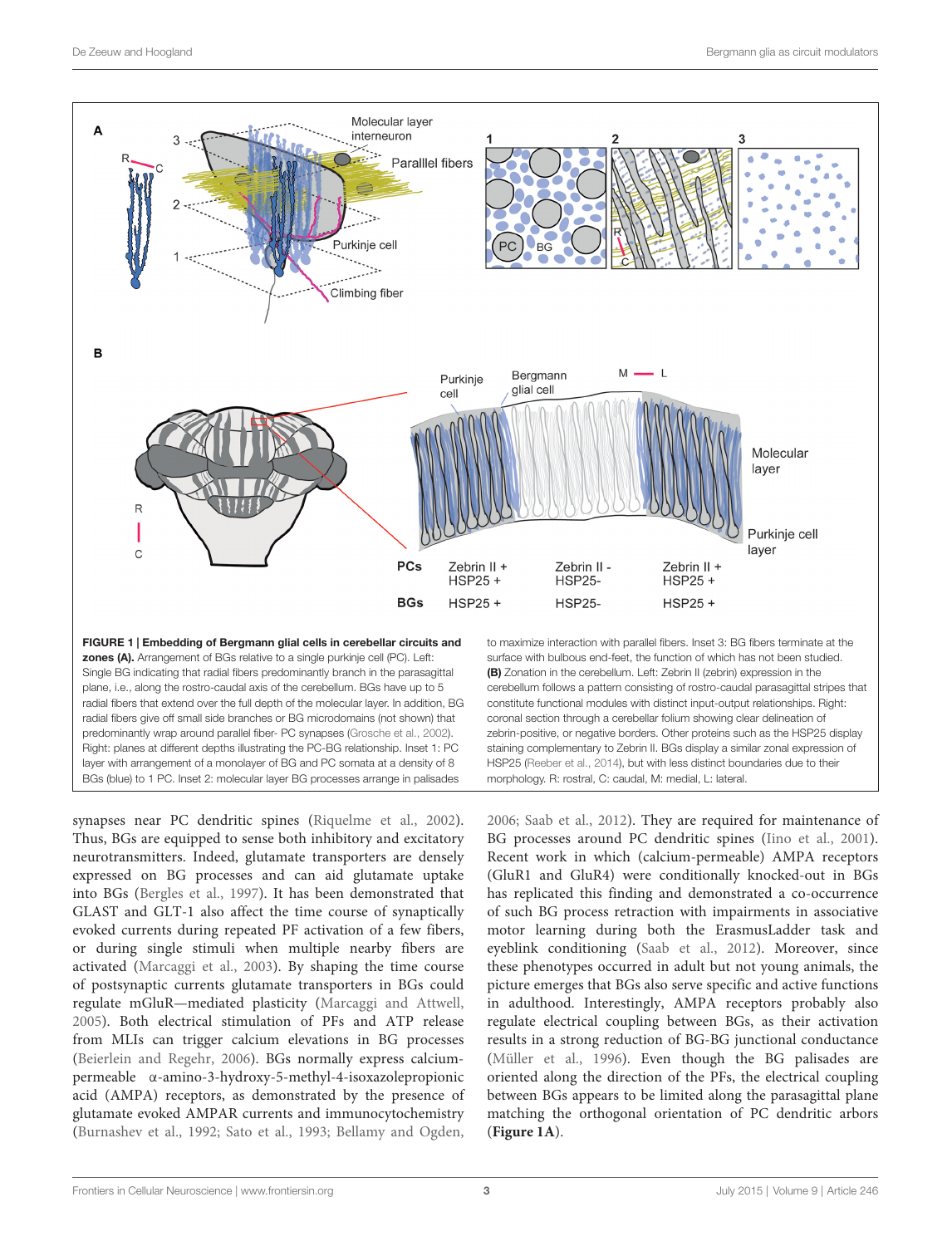**FIGURE 1 | Embedding of Bergmann glial cells in cerebellar circuits and zones (A).** Arrangement of BGs relative to a single purkinje cell (PC). Left: Single BG indicating that radial fibers predominantly branch in the parasagittal plane, i.e., along the rostro-caudal axis of the cerebellum. BGs have up to 5 radial fibers that extend over the full depth of the molecular layer. In addition, BG radial fibers give off small side branches or BG microdomains (not shown) that predominantly wrap around parallel fiber- PC synapses (Grosche et al., 2002). Right: planes at different depths illustrating the PC-BG relationship. Inset 1: PC layer with arrangement of a monolayer of BG and PC somata at a density of 8 BGs (blue) to 1 PC. Inset 2: molecular layer BG processes arrange in palisades to maximize interaction with parallel fibers. Inset 3: BG fibers terminate at the surface with bulbous end-feet, the function of which has not been studied. **(B)** Zonation in the cerebellum. Left: Zebrin II (zebrin) expression in the cerebellum follows a pattern consisting of rostro-caudal parasagittal stripes that constitute functional modules with distinct input-output relationships. Right: coronal section through a cerebellar folium showing clear delineation of zebrin-positive, or negative borders. Other proteins such as the HSP25 display staining complementary to Zebrin II. BGs display a similar zonal expression of HSP25 (Reeber et al., 2014), but with less distinct boundaries due to their morphology. R: rostral, C: caudal, M: medial, L: lateral.

synapses near PC dendritic spines (Riquelme et al., 2002). Thus, BGs are equipped to sense both inhibitory and excitatory neurotransmitters. Indeed, glutamate transporters are densely expressed on BG processes and can aid glutamate uptake into BGs (Bergles et al., 1997). It has been demonstrated that GLAST and GLT-1 also affect the time course of synaptically evoked currents during repeated PF activation of a few fibers, or during single stimuli when multiple nearby fibers are activated (Marcaggi et al., 2003). By shaping the time course of postsynaptic currents glutamate transporters in BGs could regulate mGluR—mediated plasticity (Marcaggi and Attwell, 2005). Both electrical stimulation of PFs and ATP release from MLIs can trigger calcium elevations in BG processes (Beierlein and Regehr, 2006). BGs normally express calcium-permeable α-amino-3-hydroxy-5-methyl-4-isoxazolepropionic acid (AMPA) receptors, as demonstrated by the presence of glutamate evoked AMPAR currents and immunocytochemistry (Burnashev et al., 1992; Sato et al., 1993; Bellamy and Ogden, 2006; Saab et al., 2012). They are required for maintenance of BG processes around PC dendritic spines (Iino et al., 2001). Recent work in which (calcium-permeable) AMPA receptors (GluR1 and GluR4) were conditionally knocked-out in BGs has replicated this finding and demonstrated a co-occurrence of such BG process retraction with impairments in associative motor learning during both the ErasmusLadder task and eyeblink conditioning (Saab et al., 2012). Moreover, since these phenotypes occurred in adult but not young animals, the picture emerges that BGs also serve specific and active functions in adulthood. Interestingly, AMPA receptors probably also regulate electrical coupling between BGs, as their activation results in a strong reduction of BG-BG junctional conductance (Müller et al., 1996). Even though the BG palisades are oriented along the direction of the PFs, the electrical coupling between BGs appears to be limited along the parasagittal plane matching the orthogonal orientation of PC dendritic arbors (**Figure 1A**).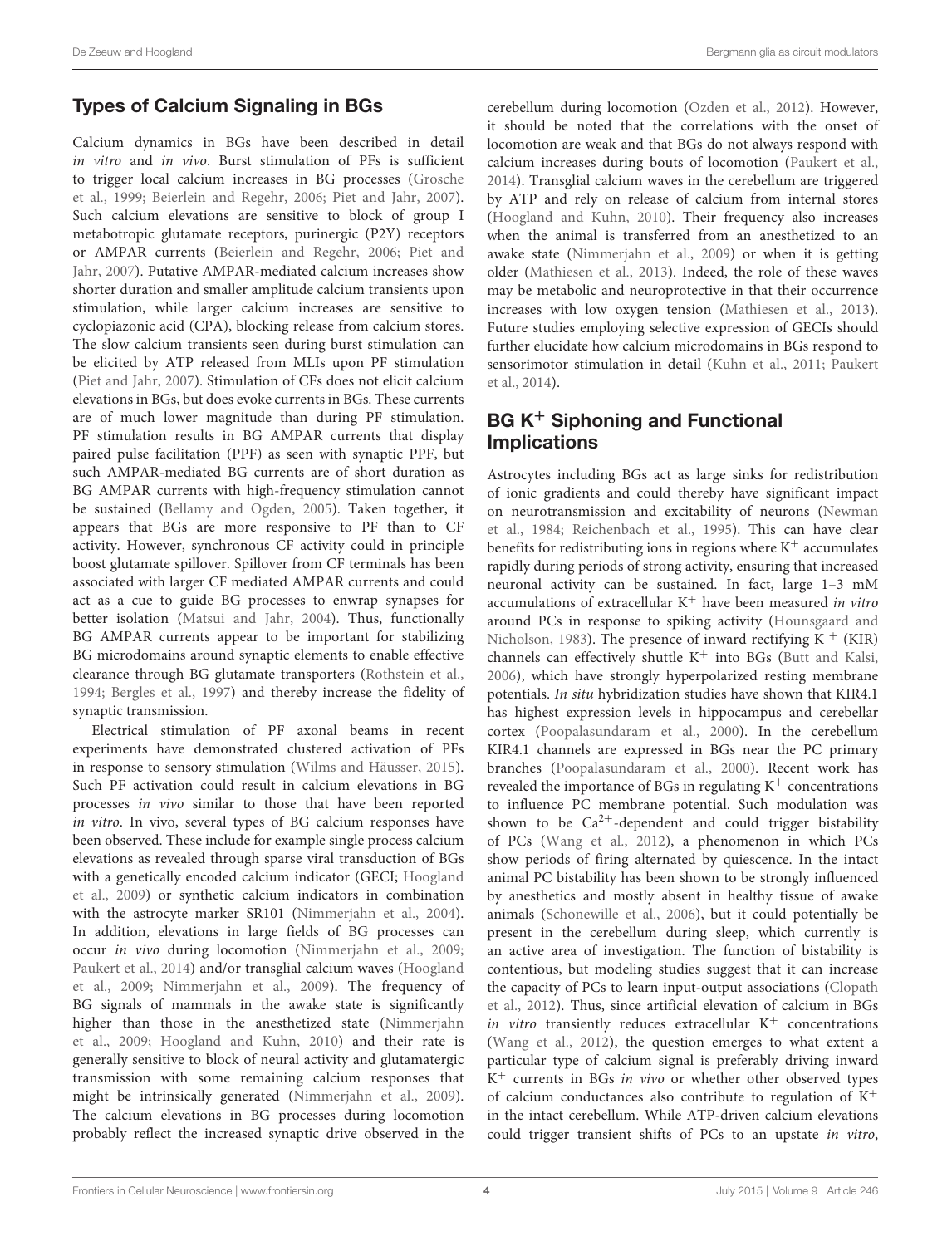## Types of Calcium Signaling in BGs

Calcium dynamics in BGs have been described in detail *in vitro* and *in vivo*. Burst stimulation of PFs is sufficient to trigger local calcium increases in BG processes (Grosche et al., 1999; Beierlein and Regehr, 2006; Piet and Jahr, 2007). Such calcium elevations are sensitive to block of group I metabotropic glutamate receptors, purinergic (P2Y) receptors or AMPAR currents (Beierlein and Regehr, 2006; Piet and Jahr, 2007). Putative AMPAR-mediated calcium increases show shorter duration and smaller amplitude calcium transients upon stimulation, while larger calcium increases are sensitive to cyclopiazonic acid (CPA), blocking release from calcium stores. The slow calcium transients seen during burst stimulation can be elicited by ATP released from MLIs upon PF stimulation (Piet and Jahr, 2007). Stimulation of CFs does not elicit calcium elevations in BGs, but does evoke currents in BGs. These currents are of much lower magnitude than during PF stimulation. PF stimulation results in BG AMPAR currents that display paired pulse facilitation (PPF) as seen with synaptic PPF, but such AMPAR-mediated BG currents are of short duration as BG AMPAR currents with high-frequency stimulation cannot be sustained (Bellamy and Ogden, 2005). Taken together, it appears that BGs are more responsive to PF than to CF activity. However, synchronous CF activity could in principle boost glutamate spillover. Spillover from CF terminals has been associated with larger CF mediated AMPAR currents and could act as a cue to guide BG processes to enwrap synapses for better isolation (Matsui and Jahr, 2004). Thus, functionally BG AMPAR currents appear to be important for stabilizing BG microdomains around synaptic elements to enable effective clearance through BG glutamate transporters (Rothstein et al., 1994; Bergles et al., 1997) and thereby increase the fidelity of synaptic transmission.

Electrical stimulation of PF axonal beams in recent experiments have demonstrated clustered activation of PFs in response to sensory stimulation (Wilms and Häusser, 2015). Such PF activation could result in calcium elevations in BG processes *in vivo* similar to those that have been reported *in vitro*. In vivo, several types of BG calcium responses have been observed. These include for example single process calcium elevations as revealed through sparse viral transduction of BGs with a genetically encoded calcium indicator (GECI; Hoogland et al., 2009) or synthetic calcium indicators in combination with the astrocyte marker SR101 (Nimmerjahn et al., 2004). In addition, elevations in large fields of BG processes can occur *in vivo* during locomotion (Nimmerjahn et al., 2009; Paukert et al., 2014) and/or transglial calcium waves (Hoogland et al., 2009; Nimmerjahn et al., 2009). The frequency of BG signals of mammals in the awake state is significantly higher than those in the anesthetized state (Nimmerjahn et al., 2009; Hoogland and Kuhn, 2010) and their rate is generally sensitive to block of neural activity and glutamatergic transmission with some remaining calcium responses that might be intrinsically generated (Nimmerjahn et al., 2009). The calcium elevations in BG processes during locomotion probably reflect the increased synaptic drive observed in the cerebellum during locomotion (Ozden et al., 2012). However, it should be noted that the correlations with the onset of locomotion are weak and that BGs do not always respond with calcium increases during bouts of locomotion (Paukert et al., 2014). Transglial calcium waves in the cerebellum are triggered by ATP and rely on release of calcium from internal stores (Hoogland and Kuhn, 2010). Their frequency also increases when the animal is transferred from an anesthetized to an awake state (Nimmerjahn et al., 2009) or when it is getting older (Mathiesen et al., 2013). Indeed, the role of these waves may be metabolic and neuroprotective in that their occurrence increases with low oxygen tension (Mathiesen et al., 2013). Future studies employing selective expression of GECIs should further elucidate how calcium microdomains in BGs respond to sensorimotor stimulation in detail (Kuhn et al., 2011; Paukert et al., 2014).

## BG $K^+$ Siphoning and Functional Implications

Astrocytes including BGs act as large sinks for redistribution of ionic gradients and could thereby have significant impact on neurotransmission and excitability of neurons (Newman et al., 1984; Reichenbach et al., 1995). This can have clear benefits for redistributing ions in regions where $K^+$ accumulates rapidly during periods of strong activity, ensuring that increased neuronal activity can be sustained. In fact, large 1–3 mM accumulations of extracellular $K^+$ have been measured *in vitro* around PCs in response to spiking activity (Hounsgaard and Nicholson, 1983). The presence of inward rectifying $K^+$ (KIR) channels can effectively shuttle $K^+$ into BGs (Butt and Kalsi, 2006), which have strongly hyperpolarized resting membrane potentials. *In situ* hybridization studies have shown that KIR4.1 has highest expression levels in hippocampus and cerebellar cortex (Poopalasundaram et al., 2000). In the cerebellum KIR4.1 channels are expressed in BGs near the PC primary branches (Poopalasundaram et al., 2000). Recent work has revealed the importance of BGs in regulating $K^+$ concentrations to influence PC membrane potential. Such modulation was shown to be $Ca^{2+}$-dependent and could trigger bistability of PCs (Wang et al., 2012), a phenomenon in which PCs show periods of firing alternated by quiescence. In the intact animal PC bistability has been shown to be strongly influenced by anesthetics and mostly absent in healthy tissue of awake animals (Schonewille et al., 2006), but it could potentially be present in the cerebellum during sleep, which currently is an active area of investigation. The function of bistability is contentious, but modeling studies suggest that it can increase the capacity of PCs to learn input-output associations (Clopath et al., 2012). Thus, since artificial elevation of calcium in BGs *in vitro* transiently reduces extracellular $K^+$ concentrations (Wang et al., 2012), the question emerges to what extent a particular type of calcium signal is preferably driving inward $K^+$ currents in BGs *in vivo* or whether other observed types of calcium conductances also contribute to regulation of $K^+$ in the intact cerebellum. While ATP-driven calcium elevations could trigger transient shifts of PCs to an upstate *in vitro*,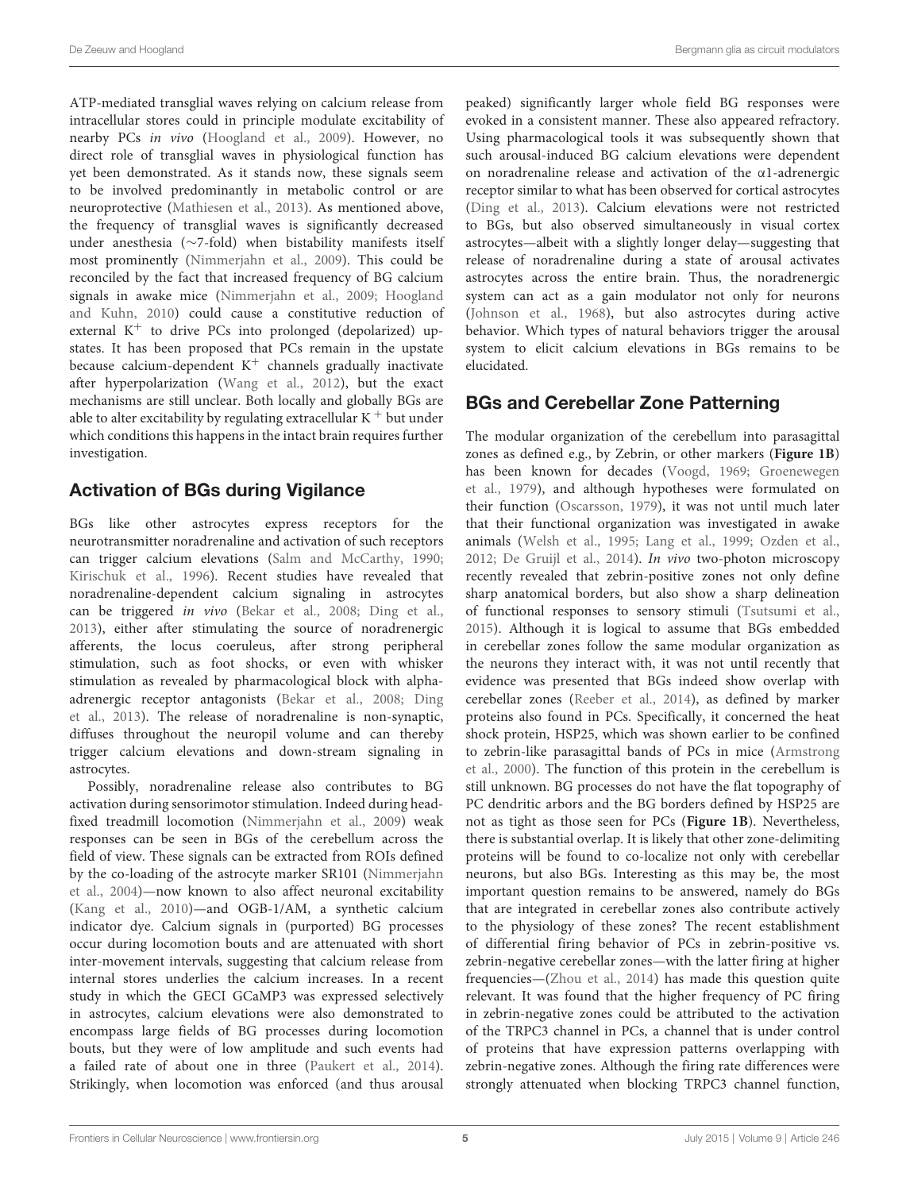ATP-mediated transglial waves relying on calcium release from intracellular stores could in principle modulate excitability of nearby PCs *in vivo* (Hoogland et al., 2009). However, no direct role of transglial waves in physiological function has yet been demonstrated. As it stands now, these signals seem to be involved predominantly in metabolic control or are neuroprotective (Mathiesen et al., 2013). As mentioned above, the frequency of transglial waves is significantly decreased under anesthesia (~7-fold) when bistability manifests itself most prominently (Nimmerjahn et al., 2009). This could be reconciled by the fact that increased frequency of BG calcium signals in awake mice (Nimmerjahn et al., 2009; Hoogland and Kuhn, 2010) could cause a constitutive reduction of external $K^+$ to drive PCs into prolonged (depolarized) up-states. It has been proposed that PCs remain in the upstate because calcium-dependent $K^+$ channels gradually inactivate after hyperpolarization (Wang et al., 2012), but the exact mechanisms are still unclear. Both locally and globally BGs are able to alter excitability by regulating extracellular $K^+$ but under which conditions this happens in the intact brain requires further investigation.

## Activation of BGs during Vigilance

BGs like other astrocytes express receptors for the neurotransmitter noradrenaline and activation of such receptors can trigger calcium elevations (Salm and McCarthy, 1990; Kirischuk et al., 1996). Recent studies have revealed that noradrenaline-dependent calcium signaling in astrocytes can be triggered *in vivo* (Bekar et al., 2008; Ding et al., 2013), either after stimulating the source of noradrenergic afferents, the locus coeruleus, after strong peripheral stimulation, such as foot shocks, or even with whisker stimulation as revealed by pharmacological block with alpha-adrenergic receptor antagonists (Bekar et al., 2008; Ding et al., 2013). The release of noradrenaline is non-synaptic, diffuses throughout the neuropil volume and can thereby trigger calcium elevations and down-stream signaling in astrocytes.

Possibly, noradrenaline release also contributes to BG activation during sensorimotor stimulation. Indeed during head-fixed treadmill locomotion (Nimmerjahn et al., 2009) weak responses can be seen in BGs of the cerebellum across the field of view. These signals can be extracted from ROIs defined by the co-loading of the astrocyte marker SR101 (Nimmerjahn et al., 2004)—now known to also affect neuronal excitability (Kang et al., 2010)—and OGB-1/AM, a synthetic calcium indicator dye. Calcium signals in (purported) BG processes occur during locomotion bouts and are attenuated with short inter-movement intervals, suggesting that calcium release from internal stores underlies the calcium increases. In a recent study in which the GECI GCaMP3 was expressed selectively in astrocytes, calcium elevations were also demonstrated to encompass large fields of BG processes during locomotion bouts, but they were of low amplitude and such events had a failed rate of about one in three (Paukert et al., 2014). Strikingly, when locomotion was enforced (and thus arousal peaked) significantly larger whole field BG responses were evoked in a consistent manner. These also appeared refractory. Using pharmacological tools it was subsequently shown that such arousal-induced BG calcium elevations were dependent on noradrenaline release and activation of the α1-adrenergic receptor similar to what has been observed for cortical astrocytes (Ding et al., 2013). Calcium elevations were not restricted to BGs, but also observed simultaneously in visual cortex astrocytes—albeit with a slightly longer delay—suggesting that release of noradrenaline during a state of arousal activates astrocytes across the entire brain. Thus, the noradrenergic system can act as a gain modulator not only for neurons (Johnson et al., 1968), but also astrocytes during active behavior. Which types of natural behaviors trigger the arousal system to elicit calcium elevations in BGs remains to be elucidated.

## BGs and Cerebellar Zone Patterning

The modular organization of the cerebellum into parasagittal zones as defined e.g., by Zebrin, or other markers (**Figure 1B**) has been known for decades (Voogd, 1969; Groenewegen et al., 1979), and although hypotheses were formulated on their function (Oscarsson, 1979), it was not until much later that their functional organization was investigated in awake animals (Welsh et al., 1995; Lang et al., 1999; Ozden et al., 2012; De Gruijl et al., 2014). *In vivo* two-photon microscopy recently revealed that zebrin-positive zones not only define sharp anatomical borders, but also show a sharp delineation of functional responses to sensory stimuli (Tsutsumi et al., 2015). Although it is logical to assume that BGs embedded in cerebellar zones follow the same modular organization as the neurons they interact with, it was not until recently that evidence was presented that BGs indeed show overlap with cerebellar zones (Reeber et al., 2014), as defined by marker proteins also found in PCs. Specifically, it concerned the heat shock protein, HSP25, which was shown earlier to be confined to zebrin-like parasagittal bands of PCs in mice (Armstrong et al., 2000). The function of this protein in the cerebellum is still unknown. BG processes do not have the flat topography of PC dendritic arbors and the BG borders defined by HSP25 are not as tight as those seen for PCs (**Figure 1B**). Nevertheless, there is substantial overlap. It is likely that other zone-delimiting proteins will be found to co-localize not only with cerebellar neurons, but also BGs. Interesting as this may be, the most important question remains to be answered, namely do BGs that are integrated in cerebellar zones also contribute actively to the physiology of these zones? The recent establishment of differential firing behavior of PCs in zebrin-positive vs. zebrin-negative cerebellar zones—with the latter firing at higher frequencies—(Zhou et al., 2014) has made this question quite relevant. It was found that the higher frequency of PC firing in zebrin-negative zones could be attributed to the activation of the TRPC3 channel in PCs, a channel that is under control of proteins that have expression patterns overlapping with zebrin-negative zones. Although the firing rate differences were strongly attenuated when blocking TRPC3 channel function,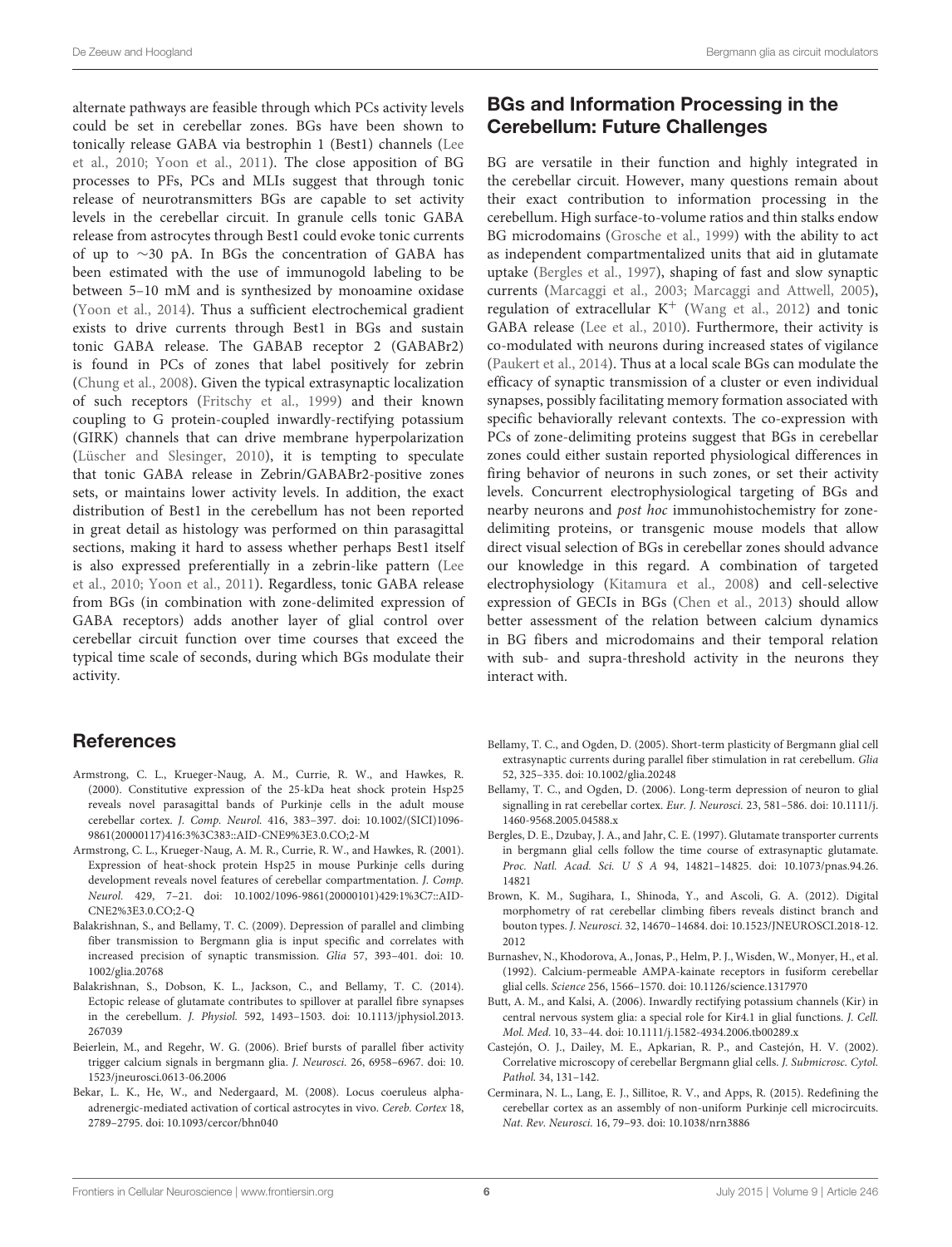alternate pathways are feasible through which PCs activity levels could be set in cerebellar zones. BGs have been shown to tonically release GABA via bestrophin 1 (Best1) channels (Lee et al., 2010; Yoon et al., 2011). The close apposition of BG processes to PFs, PCs and MLIs suggest that through tonic release of neurotransmitters BGs are capable to set activity levels in the cerebellar circuit. In granule cells tonic GABA release from astrocytes through Best1 could evoke tonic currents of up to ∼30 pA. In BGs the concentration of GABA has been estimated with the use of immunogold labeling to be between 5–10 mM and is synthesized by monoamine oxidase (Yoon et al., 2014). Thus a sufficient electrochemical gradient exists to drive currents through Best1 in BGs and sustain tonic GABA release. The GABAB receptor 2 (GABABr2) is found in PCs of zones that label positively for zebrin (Chung et al., 2008). Given the typical extrasynaptic localization of such receptors (Fritschy et al., 1999) and their known coupling to G protein-coupled inwardly-rectifying potassium (GIRK) channels that can drive membrane hyperpolarization (Lüscher and Slesinger, 2010), it is tempting to speculate that tonic GABA release in Zebrin/GABABr2-positive zones sets, or maintains lower activity levels. In addition, the exact distribution of Best1 in the cerebellum has not been reported in great detail as histology was performed on thin parasagittal sections, making it hard to assess whether perhaps Best1 itself is also expressed preferentially in a zebrin-like pattern (Lee et al., 2010; Yoon et al., 2011). Regardless, tonic GABA release from BGs (in combination with zone-delimited expression of GABA receptors) adds another layer of glial control over cerebellar circuit function over time courses that exceed the typical time scale of seconds, during which BGs modulate their activity.

## BGs and Information Processing in the Cerebellum: Future Challenges

BG are versatile in their function and highly integrated in the cerebellar circuit. However, many questions remain about their exact contribution to information processing in the cerebellum. High surface-to-volume ratios and thin stalks endow BG microdomains (Grosche et al., 1999) with the ability to act as independent compartmentalized units that aid in glutamate uptake (Bergles et al., 1997), shaping of fast and slow synaptic currents (Marcaggi et al., 2003; Marcaggi and Attwell, 2005), regulation of extracellular $K^+$ (Wang et al., 2012) and tonic GABA release (Lee et al., 2010). Furthermore, their activity is co-modulated with neurons during increased states of vigilance (Paukert et al., 2014). Thus at a local scale BGs can modulate the efficacy of synaptic transmission of a cluster or even individual synapses, possibly facilitating memory formation associated with specific behaviorally relevant contexts. The co-expression with PCs of zone-delimiting proteins suggest that BGs in cerebellar zones could either sustain reported physiological differences in firing behavior of neurons in such zones, or set their activity levels. Concurrent electrophysiological targeting of BGs and nearby neurons and *post hoc* immunohistochemistry for zone-delimiting proteins, or transgenic mouse models that allow direct visual selection of BGs in cerebellar zones should advance our knowledge in this regard. A combination of targeted electrophysiology (Kitamura et al., 2008) and cell-selective expression of GECIs in BGs (Chen et al., 2013) should allow better assessment of the relation between calcium dynamics in BG fibers and microdomains and their temporal relation with sub- and supra-threshold activity in the neurons they interact with.

## References

Armstrong, C. L., Krueger-Naug, A. M., Currie, R. W., and Hawkes, R. (2000). Constitutive expression of the 25-kDa heat shock protein Hsp25 reveals novel parasagittal bands of Purkinje cells in the adult mouse cerebellar cortex. *J. Comp. Neurol.* 416, 383–397. doi: 10.1002/(SICI)1096-9861(20000117)416:3%3C383::AID-CNE9%3E3.0.CO;2-M

Armstrong, C. L., Krueger-Naug, A. M. R., Currie, R. W., and Hawkes, R. (2001). Expression of heat-shock protein Hsp25 in mouse Purkinje cells during development reveals novel features of cerebellar compartmentation. *J. Comp. Neurol.* 429, 7–21. doi: 10.1002/1096-9861(20000101)429:1%3C7::AID-CNE2%3E3.0.CO;2-Q

Balakrishnan, S., and Bellamy, T. C. (2009). Depression of parallel and climbing fiber transmission to Bergmann glia is input specific and correlates with increased precision of synaptic transmission. *Glia* 57, 393–401. doi: 10.1002/glia.20768

Balakrishnan, S., Dobson, K. L., Jackson, C., and Bellamy, T. C. (2014). Ectopic release of glutamate contributes to spillover at parallel fibre synapses in the cerebellum. *J. Physiol.* 592, 1493–1503. doi: 10.1113/jphysiol.2013.267039

Beierlein, M., and Regehr, W. G. (2006). Brief bursts of parallel fiber activity trigger calcium signals in bergmann glia. *J. Neurosci.* 26, 6958–6967. doi: 10.1523/jneurosci.0613-06.2006

Bekar, L. K., He, W., and Nedergaard, M. (2008). Locus coeruleus alpha-adrenergic-mediated activation of cortical astrocytes in vivo. *Cereb. Cortex* 18, 2789–2795. doi: 10.1093/cercor/bhn040

Bellamy, T. C., and Ogden, D. (2005). Short-term plasticity of Bergmann glial cell extrasynaptic currents during parallel fiber stimulation in rat cerebellum. *Glia* 52, 325–335. doi: 10.1002/glia.20248

Bellamy, T. C., and Ogden, D. (2006). Long-term depression of neuron to glial signalling in rat cerebellar cortex. *Eur. J. Neurosci.* 23, 581–586. doi: 10.1111/j.1460-9568.2005.04588.x

Bergles, D. E., Dzubay, J. A., and Jahr, C. E. (1997). Glutamate transporter currents in bergmann glial cells follow the time course of extrasynaptic glutamate. *Proc. Natl. Acad. Sci. U S A* 94, 14821–14825. doi: 10.1073/pnas.94.26.14821

Brown, K. M., Sugihara, I., Shinoda, Y., and Ascoli, G. A. (2012). Digital morphometry of rat cerebellar climbing fibers reveals distinct branch and bouton types. *J. Neurosci.* 32, 14670–14684. doi: 10.1523/JNEUROSCI.2018-12.2012

Burnashev, N., Khodorova, A., Jonas, P., Helm, P. J., Wisden, W., Monyer, H., et al. (1992). Calcium-permeable AMPA-kainate receptors in fusiform cerebellar glial cells. *Science* 256, 1566–1570. doi: 10.1126/science.1317970

Butt, A. M., and Kalsi, A. (2006). Inwardly rectifying potassium channels (Kir) in central nervous system glia: a special role for Kir4.1 in glial functions. *J. Cell. Mol. Med.* 10, 33–44. doi: 10.1111/j.1582-4934.2006.tb00289.x

Castejón, O. J., Dailey, M. E., Apkarian, R. P., and Castejón, H. V. (2002). Correlative microscopy of cerebellar Bergmann glial cells. *J. Submicrosc. Cytol. Pathol.* 34, 131–142.

Cerminara, N. L., Lang, E. J., Sillitoe, R. V., and Apps, R. (2015). Redefining the cerebellar cortex as an assembly of non-uniform Purkinje cell microcircuits. *Nat. Rev. Neurosci.* 16, 79–93. doi: 10.1038/nrn3886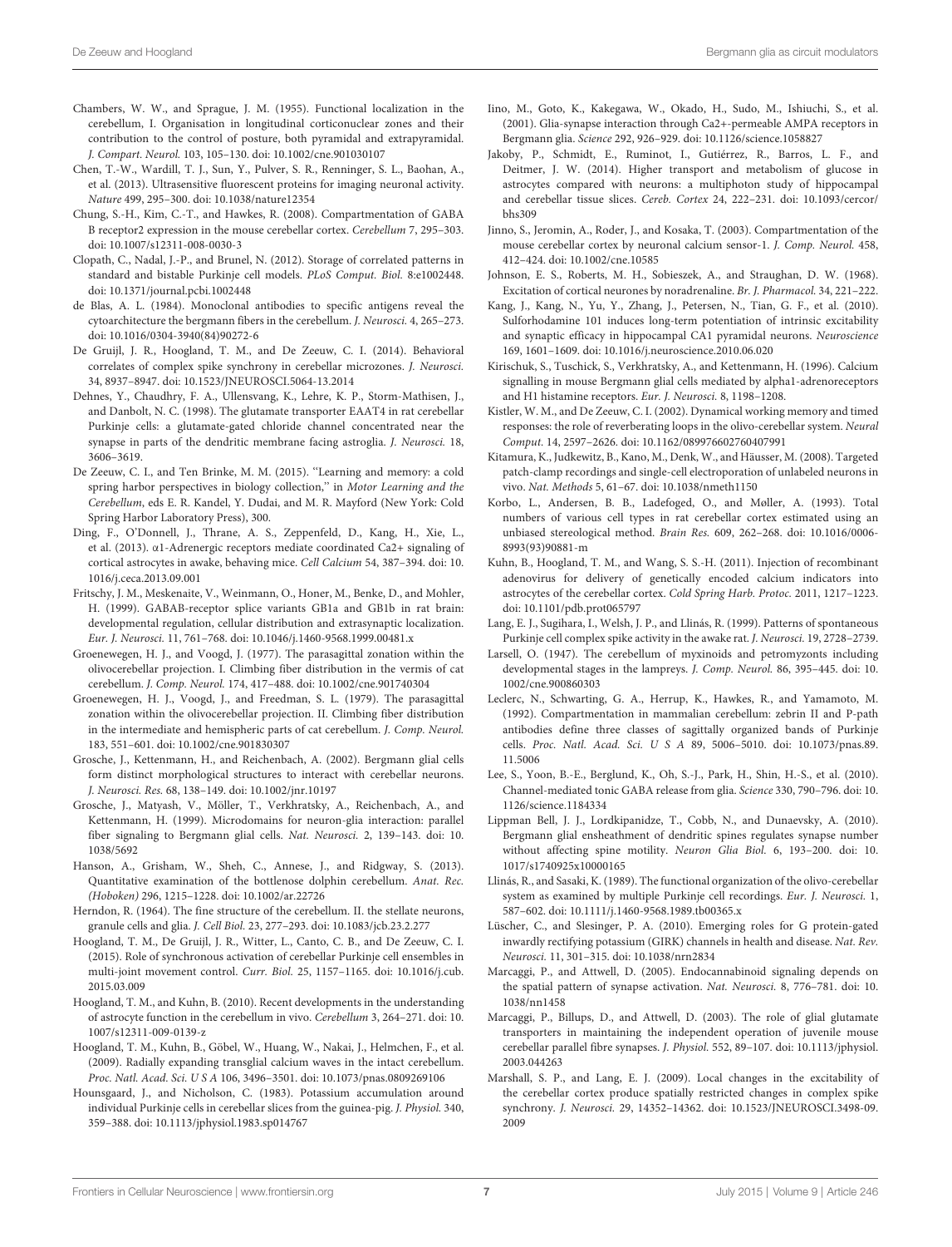Chambers, W. W., and Sprague, J. M. (1955). Functional localization in the cerebellum, I. Organisation in longitudinal corticonuclear zones and their contribution to the control of posture, both pyramidal and extrapyramidal. *J. Compart. Neurol.* 103, 105–130. doi: 10.1002/cne.901030107

Chen, T.-W., Wardill, T. J., Sun, Y., Pulver, S. R., Renninger, S. L., Baohan, A., et al. (2013). Ultrasensitive fluorescent proteins for imaging neuronal activity. *Nature* 499, 295–300. doi: 10.1038/nature12354

Chung, S.-H., Kim, C.-T., and Hawkes, R. (2008). Compartmentation of GABA B receptor2 expression in the mouse cerebellar cortex. *Cerebellum* 7, 295–303. doi: 10.1007/s12311-008-0030-3

Clopath, C., Nadal, J.-P., and Brunel, N. (2012). Storage of correlated patterns in standard and bistable Purkinje cell models. *PLoS Comput. Biol.* 8:e1002448. doi: 10.1371/journal.pcbi.1002448

de Blas, A. L. (1984). Monoclonal antibodies to specific antigens reveal the cytoarchitecture the bergmann fibers in the cerebellum. *J. Neurosci.* 4, 265–273. doi: 10.1016/0304-3940(84)90272-6

De Gruijl, J. R., Hoogland, T. M., and De Zeeuw, C. I. (2014). Behavioral correlates of complex spike synchrony in cerebellar microzones. *J. Neurosci.* 34, 8937–8947. doi: 10.1523/JNEUROSCI.5064-13.2014

Dehnes, Y., Chaudhry, F. A., Ullensvang, K., Lehre, K. P., Storm-Mathisen, J., and Danbolt, N. C. (1998). The glutamate transporter EAAT4 in rat cerebellar Purkinje cells: a glutamate-gated chloride channel concentrated near the synapse in parts of the dendritic membrane facing astroglia. *J. Neurosci.* 18, 3606–3619.

De Zeeuw, C. I., and Ten Brinke, M. M. (2015). "Learning and memory: a cold spring harbor perspectives in biology collection," in *Motor Learning and the Cerebellum*, eds E. R. Kandel, Y. Dudai, and M. R. Mayford (New York: Cold Spring Harbor Laboratory Press), 300.

Ding, F., O'Donnell, J., Thrane, A. S., Zeppenfeld, D., Kang, H., Xie, L., et al. (2013). α1-Adrenergic receptors mediate coordinated Ca2+ signaling of cortical astrocytes in awake, behaving mice. *Cell Calcium* 54, 387–394. doi: 10.1016/j.ceca.2013.09.001

Fritschy, J. M., Meskenaite, V., Weinmann, O., Honer, M., Benke, D., and Mohler, H. (1999). GABAB-receptor splice variants GB1a and GB1b in rat brain: developmental regulation, cellular distribution and extrasynaptic localization. *Eur. J. Neurosci.* 11, 761–768. doi: 10.1046/j.1460-9568.1999.00481.x

Groenewegen, H. J., and Voogd, J. (1977). The parasagittal zonation within the olivocerebellar projection. I. Climbing fiber distribution in the vermis of cat cerebellum. *J. Comp. Neurol.* 174, 417–488. doi: 10.1002/cne.901740304

Groenewegen, H. J., Voogd, J., and Freedman, S. L. (1979). The parasagittal zonation within the olivocerebellar projection. II. Climbing fiber distribution in the intermediate and hemispheric parts of cat cerebellum. *J. Comp. Neurol.* 183, 551–601. doi: 10.1002/cne.901830307

Grosche, J., Kettenmann, H., and Reichenbach, A. (2002). Bergmann glial cells form distinct morphological structures to interact with cerebellar neurons. *J. Neurosci. Res.* 68, 138–149. doi: 10.1002/jnr.10197

Grosche, J., Matyash, V., Möller, T., Verkhratsky, A., Reichenbach, A., and Kettenmann, H. (1999). Microdomains for neuron-glia interaction: parallel fiber signaling to Bergmann glial cells. *Nat. Neurosci.* 2, 139–143. doi: 10.1038/5692

Hanson, A., Grisham, W., Sheh, C., Annese, J., and Ridgway, S. (2013). Quantitative examination of the bottlenose dolphin cerebellum. *Anat. Rec. (Hoboken)* 296, 1215–1228. doi: 10.1002/ar.22726

Herndon, R. (1964). The fine structure of the cerebellum. II. the stellate neurons, granule cells and glia. *J. Cell Biol.* 23, 277–293. doi: 10.1083/jcb.23.2.277

Hoogland, T. M., De Gruijl, J. R., Witter, L., Canto, C. B., and De Zeeuw, C. I. (2015). Role of synchronous activation of cerebellar Purkinje cell ensembles in multi-joint movement control. *Curr. Biol.* 25, 1157–1165. doi: 10.1016/j.cub.2015.03.009

Hoogland, T. M., and Kuhn, B. (2010). Recent developments in the understanding of astrocyte function in the cerebellum in vivo. *Cerebellum* 3, 264–271. doi: 10.1007/s12311-009-0139-z

Hoogland, T. M., Kuhn, B., Göbel, W., Huang, W., Nakai, J., Helmchen, F., et al. (2009). Radially expanding transglial calcium waves in the intact cerebellum. *Proc. Natl. Acad. Sci. U S A* 106, 3496–3501. doi: 10.1073/pnas.0809269106

Hounsgaard, J., and Nicholson, C. (1983). Potassium accumulation around individual Purkinje cells in cerebellar slices from the guinea-pig. *J. Physiol.* 340, 359–388. doi: 10.1113/jphysiol.1983.sp014767

Iino, M., Goto, K., Kakegawa, W., Okado, H., Sudo, M., Ishiuchi, S., et al. (2001). Glia-synapse interaction through Ca2+-permeable AMPA receptors in Bergmann glia. *Science* 292, 926–929. doi: 10.1126/science.1058827

Jakoby, P., Schmidt, E., Ruminot, I., Gutiérrez, R., Barros, L. F., and Deitmer, J. W. (2014). Higher transport and metabolism of glucose in astrocytes compared with neurons: a multiphoton study of hippocampal and cerebellar tissue slices. *Cereb. Cortex* 24, 222–231. doi: 10.1093/cercor/bhs309

Jinno, S., Jeromin, A., Roder, J., and Kosaka, T. (2003). Compartmentation of the mouse cerebellar cortex by neuronal calcium sensor-1. *J. Comp. Neurol.* 458, 412–424. doi: 10.1002/cne.10585

Johnson, E. S., Roberts, M. H., Sobieszek, A., and Straughan, D. W. (1968). Excitation of cortical neurones by noradrenaline. *Br. J. Pharmacol.* 34, 221–222.

Kang, J., Kang, N., Yu, Y., Zhang, J., Petersen, N., Tian, G. F., et al. (2010). Sulforhodamine 101 induces long-term potentiation of intrinsic excitability and synaptic efficacy in hippocampal CA1 pyramidal neurons. *Neuroscience* 169, 1601–1609. doi: 10.1016/j.neuroscience.2010.06.020

Kirischuk, S., Tuschick, S., Verkhratsky, A., and Kettenmann, H. (1996). Calcium signalling in mouse Bergmann glial cells mediated by alpha1-adrenoreceptors and H1 histamine receptors. *Eur. J. Neurosci.* 8, 1198–1208.

Kistler, W. M., and De Zeeuw, C. I. (2002). Dynamical working memory and timed responses: the role of reverberating loops in the olivo-cerebellar system. *Neural Comput.* 14, 2597–2626. doi: 10.1162/089976602760407991

Kitamura, K., Judkewitz, B., Kano, M., Denk, W., and Häusser, M. (2008). Targeted patch-clamp recordings and single-cell electroporation of unlabeled neurons in vivo. *Nat. Methods* 5, 61–67. doi: 10.1038/nmeth1150

Korbo, L., Andersen, B. B., Ladefoged, O., and Møller, A. (1993). Total numbers of various cell types in rat cerebellar cortex estimated using an unbiased stereological method. *Brain Res.* 609, 262–268. doi: 10.1016/0006-8993(93)90881-m

Kuhn, B., Hoogland, T. M., and Wang, S. S.-H. (2011). Injection of recombinant adenovirus for delivery of genetically encoded calcium indicators into astrocytes of the cerebellar cortex. *Cold Spring Harb. Protoc.* 2011, 1217–1223. doi: 10.1101/pdb.prot065797

Lang, E. J., Sugihara, I., Welsh, J. P., and Llinás, R. (1999). Patterns of spontaneous Purkinje cell complex spike activity in the awake rat. *J. Neurosci.* 19, 2728–2739.

Larsell, O. (1947). The cerebellum of myxinoids and petromyzonts including developmental stages in the lampreys. *J. Comp. Neurol.* 86, 395–445. doi: 10.1002/cne.900860303

Leclerc, N., Schwarting, G. A., Herrup, K., Hawkes, R., and Yamamoto, M. (1992). Compartmentation in mammalian cerebellum: zebrin II and P-path antibodies define three classes of sagittally organized bands of Purkinje cells. *Proc. Natl. Acad. Sci. U S A* 89, 5006–5010. doi: 10.1073/pnas.89.11.5006

Lee, S., Yoon, B.-E., Berglund, K., Oh, S.-J., Park, H., Shin, H.-S., et al. (2010). Channel-mediated tonic GABA release from glia. *Science* 330, 790–796. doi: 10.1126/science.1184334

Lippman Bell, J. J., Lordkipanidze, T., Cobb, N., and Dunaevsky, A. (2010). Bergmann glial ensheathment of dendritic spines regulates synapse number without affecting spine motility. *Neuron Glia Biol.* 6, 193–200. doi: 10.1017/s1740925x10000165

Llinás, R., and Sasaki, K. (1989). The functional organization of the olivo-cerebellar system as examined by multiple Purkinje cell recordings. *Eur. J. Neurosci.* 1, 587–602. doi: 10.1111/j.1460-9568.1989.tb00365.x

Lüscher, C., and Slesinger, P. A. (2010). Emerging roles for G protein-gated inwardly rectifying potassium (GIRK) channels in health and disease. *Nat. Rev. Neurosci.* 11, 301–315. doi: 10.1038/nrn2834

Marcaggi, P., and Attwell, D. (2005). Endocannabinoid signaling depends on the spatial pattern of synapse activation. *Nat. Neurosci.* 8, 776–781. doi: 10.1038/nn1458

Marcaggi, P., Billups, D., and Attwell, D. (2003). The role of glial glutamate transporters in maintaining the independent operation of juvenile mouse cerebellar parallel fibre synapses. *J. Physiol.* 552, 89–107. doi: 10.1113/jphysiol.2003.044263

Marshall, S. P., and Lang, E. J. (2009). Local changes in the excitability of the cerebellar cortex produce spatially restricted changes in complex spike synchrony. *J. Neurosci.* 29, 14352–14362. doi: 10.1523/JNEUROSCI.3498-09.2009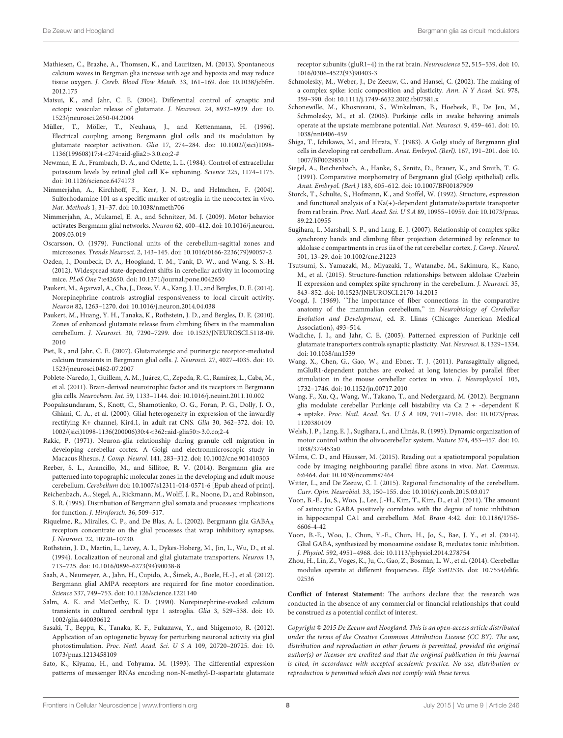Mathiesen, C., Brazhe, A., Thomsen, K., and Lauritzen, M. (2013). Spontaneous calcium waves in Bergman glia increase with age and hypoxia and may reduce tissue oxygen. *J. Cereb. Blood Flow Metab.* 33, 161–169. doi: 10.1038/jcbfm.2012.175

Matsui, K., and Jahr, C. E. (2004). Differential control of synaptic and ectopic vesicular release of glutamate. *J. Neurosci.* 24, 8932–8939. doi: 10.1523/jneurosci.2650-04.2004

Müller, T., Möller, T., Neuhaus, J., and Kettenmann, H. (1996). Electrical coupling among Bergmann glial cells and its modulation by glutamate receptor activation. *Glia* 17, 274–284. doi: 10.1002/(sici)1098-1136(199608)17:4<274::aid-glia2>3.0.co;2-#

Newman, E. A., Frambach, D. A., and Odette, L. L. (1984). Control of extracellular potassium levels by retinal glial cell K+ siphoning. *Science* 225, 1174–1175. doi: 10.1126/science.6474173

Nimmerjahn, A., Kirchhoff, F., Kerr, J. N. D., and Helmchen, F. (2004). Sulforhodamine 101 as a specific marker of astroglia in the neocortex in vivo. *Nat. Methods* 1, 31–37. doi: 10.1038/nmeth706

Nimmerjahn, A., Mukamel, E. A., and Schnitzer, M. J. (2009). Motor behavior activates Bergmann glial networks. *Neuron* 62, 400–412. doi: 10.1016/j.neuron.2009.03.019

Oscarsson, O. (1979). Functional units of the cerebellum-sagittal zones and microzones. *Trends Neurosci.* 2, 143–145. doi: 10.1016/0166-2236(79)90057-2

Ozden, I., Dombeck, D. A., Hoogland, T. M., Tank, D. W., and Wang, S. S.-H. (2012). Widespread state-dependent shifts in cerebellar activity in locomoting mice. *PLoS One* 7:e42650. doi: 10.1371/journal.pone.0042650

Paukert, M., Agarwal, A., Cha, J., Doze, V. A., Kang, J. U., and Bergles, D. E. (2014). Norepinephrine controls astroglial responsiveness to local circuit activity. *Neuron* 82, 1263–1270. doi: 10.1016/j.neuron.2014.04.038

Paukert, M., Huang, Y. H., Tanaka, K., Rothstein, J. D., and Bergles, D. E. (2010). Zones of enhanced glutamate release from climbing fibers in the mammalian cerebellum. *J. Neurosci.* 30, 7290–7299. doi: 10.1523/JNEUROSCI.5118-09.2010

Piet, R., and Jahr, C. E. (2007). Glutamatergic and purinergic receptor-mediated calcium transients in Bergmann glial cells. *J. Neurosci.* 27, 4027–4035. doi: 10.1523/jneurosci.0462-07.2007

Poblete-Naredo, I., Guillem, A. M., Juárez, C., Zepeda, R. C., Ramírez, L., Caba, M., et al. (2011). Brain-derived neurotrophic factor and its receptors in Bergmann glia cells. *Neurochem. Int.* 59, 1133–1144. doi: 10.1016/j.neuint.2011.10.002

Poopalasundaram, S., Knott, C., Shamotienko, O. G., Foran, P. G., Dolly, J. O., Ghiani, C. A., et al. (2000). Glial heterogeneity in expression of the inwardly rectifying K+ channel, Kir4.1, in adult rat CNS. *Glia* 30, 362–372. doi: 10.1002/(sici)1098-1136(200006)30:4<362::aid-glia50>3.0.co;2-4

Rakic, P. (1971). Neuron-glia relationship during granule cell migration in developing cerebellar cortex. A Golgi and electronmicroscopic study in Macacus Rhesus. *J. Comp. Neurol.* 141, 283–312. doi: 10.1002/cne.901410303

Reeber, S. L., Arancillo, M., and Sillitoe, R. V. (2014). Bergmann glia are patterned into topographic molecular zones in the developing and adult mouse cerebellum. *Cerebellum* doi: 10.1007/s12311-014-0571-6 [Epub ahead of print].

Reichenbach, A., Siegel, A., Rickmann, M., Wolff, J. R., Noone, D., and Robinson, S. R. (1995). Distribution of Bergmann glial somata and processes: implications for function. *J. Hirnforsch.* 36, 509–517.

Riquelme, R., Miralles, C. P., and De Blas, A. L. (2002). Bergmann glia $GABA_A$ receptors concentrate on the glial processes that wrap inhibitory synapses. *J. Neurosci.* 22, 10720–10730.

Rothstein, J. D., Martin, L., Levey, A. I., Dykes-Hoberg, M., Jin, L., Wu, D., et al. (1994). Localization of neuronal and glial glutamate transporters. *Neuron* 13, 713–725. doi: 10.1016/0896-6273(94)90038-8

Saab, A., Neumeyer, A., Jahn, H., Cupido, A., Šimek, A., Boele, H.-J., et al. (2012). Bergmann glial AMPA receptors are required for fine motor coordination. *Science* 337, 749–753. doi: 10.1126/science.1221140

Salm, A. K. and McCarthy, K. D. (1990). Norepinephrine-evoked calcium transients in cultured cerebral type 1 astroglia. *Glia* 3, 529–538. doi: 10.1002/glia.440030612

Sasaki, T., Beppu, K., Tanaka, K. F., Fukazawa, Y., and Shigemoto, R. (2012). Application of an optogenetic byway for perturbing neuronal activity via glial photostimulation. *Proc. Natl. Acad. Sci. U S A* 109, 20720–20725. doi: 10.1073/pnas.1213458109

Sato, K., Kiyama, H., and Tohyama, M. (1993). The differential expression patterns of messenger RNAs encoding non-N-methyl-D-aspartate glutamate receptor subunits (gluR1–4) in the rat brain. *Neuroscience* 52, 515–539. doi: 10.1016/0306-4522(93)90403-3

Schmolesky, M., Weber, J., De Zeeuw, C., and Hansel, C. (2002). The making of a complex spike: ionic composition and plasticity. *Ann. N Y Acad. Sci.* 978, 359–390. doi: 10.1111/j.1749-6632.2002.tb07581.x

Schonewille, M., Khosrovani, S., Winkelman, B., Hoebeek, F., De Jeu, M., Schmolesky, M., et al. (2006). Purkinje cells in awake behaving animals operate at the upstate membrane potential. *Nat. Neurosci.* 9, 459–461. doi: 10.1038/nn0406-459

Shiga, T., Ichikawa, M., and Hirata, Y. (1983). A Golgi study of Bergmann glial cells in developing rat cerebellum. *Anat. Embryol. (Berl).* 167, 191–201. doi: 10.1007/BF00298510

Siegel, A., Reichenbach, A., Hanke, S., Senitz, D., Brauer, K., and Smith, T. G. (1991). Comparative morphometry of Bergmann glial (Golgi epithelial) cells. *Anat. Embryol. (Berl.)* 183, 605–612. doi: 10.1007/BF00187909

Storck, T., Schulte, S., Hofmann, K., and Stoffel, W. (1992). Structure, expression and functional analysis of a Na(+)-dependent glutamate/aspartate transporter from rat brain. *Proc. Natl. Acad. Sci. U S A* 89, 10955–10959. doi: 10.1073/pnas.89.22.10955

Sugihara, I., Marshall, S. P., and Lang, E. J. (2007). Relationship of complex spike synchrony bands and climbing fiber projection determined by reference to aldolase c compartments in crus iia of the rat cerebellar cortex. *J. Comp. Neurol.* 501, 13–29. doi: 10.1002/cne.21223

Tsutsumi, S., Yamazaki, M., Miyazaki, T., Watanabe, M., Sakimura, K., Kano, M., et al. (2015). Structure-function relationships between aldolase C/zebrin II expression and complex spike synchrony in the cerebellum. *J. Neurosci.* 35, 843–852. doi: 10.1523/JNEUROSCI.2170-14.2015

Voogd, J. (1969). "The importance of fiber connections in the comparative anatomy of the mammalian cerebellum," in *Neurobiology of Cerebellar Evolution and Development*, ed. R. Llinas (Chicago: American Medical Association), 493–514.

Wadiche, J. I., and Jahr, C. E. (2005). Patterned expression of Purkinje cell glutamate transporters controls synaptic plasticity. *Nat. Neurosci.* 8, 1329–1334. doi: 10.1038/nn1539

Wang, X., Chen, G., Gao, W., and Ebner, T. J. (2011). Parasagittally aligned, mGluR1-dependent patches are evoked at long latencies by parallel fiber stimulation in the mouse cerebellar cortex in vivo. *J. Neurophysiol.* 105, 1732–1746. doi: 10.1152/jn.00717.2010

Wang, F., Xu, Q., Wang, W., Takano, T., and Nedergaard, M. (2012). Bergmann glia modulate cerebellar Purkinje cell bistability via Ca 2 + -dependent K + uptake. *Proc. Natl. Acad. Sci. U S A* 109, 7911–7916. doi: 10.1073/pnas.1120380109

Welsh, J. P., Lang, E. J., Sugihara, I., and Llinás, R. (1995). Dynamic organization of motor control within the olivocerebellar system. *Nature* 374, 453–457. doi: 10.1038/374453a0

Wilms, C. D., and Häusser, M. (2015). Reading out a spatiotemporal population code by imaging neighbouring parallel fibre axons in vivo. *Nat. Commun.* 6:6464. doi: 10.1038/ncomms7464

Witter, L., and De Zeeuw, C. I. (2015). Regional functionality of the cerebellum. *Curr. Opin. Neurobiol.* 33, 150–155. doi: 10.1016/j.conb.2015.03.017

Yoon, B.-E., Jo, S., Woo, J., Lee, J.-H., Kim, T., Kim, D., et al. (2011). The amount of astrocytic GABA positively correlates with the degree of tonic inhibition in hippocampal CA1 and cerebellum. *Mol. Brain* 4:42. doi: 10.1186/1756-6606-4-42

Yoon, B.-E., Woo, J., Chun, Y.-E., Chun, H., Jo, S., Bae, J. Y., et al. (2014). Glial GABA, synthesized by monoamine oxidase B, mediates tonic inhibition. *J. Physiol.* 592, 4951–4968. doi: 10.1113/jphysiol.2014.278754

Zhou, H., Lin, Z., Voges, K., Ju, C., Gao, Z., Bosman, L. W., et al. (2014). Cerebellar modules operate at different frequencies. *Elife* 3:e02536. doi: 10.7554/elife.02536

**Conflict of Interest Statement**: The authors declare that the research was conducted in the absence of any commercial or financial relationships that could be construed as a potential conflict of interest.

*Copyright © 2015 De Zeeuw and Hoogland. This is an open-access article distributed under the terms of the Creative Commons Attribution License (CC BY). The use, distribution and reproduction in other forums is permitted, provided the original author(s) or licensor are credited and that the original publication in this journal is cited, in accordance with accepted academic practice. No use, distribution or reproduction is permitted which does not comply with these terms.*